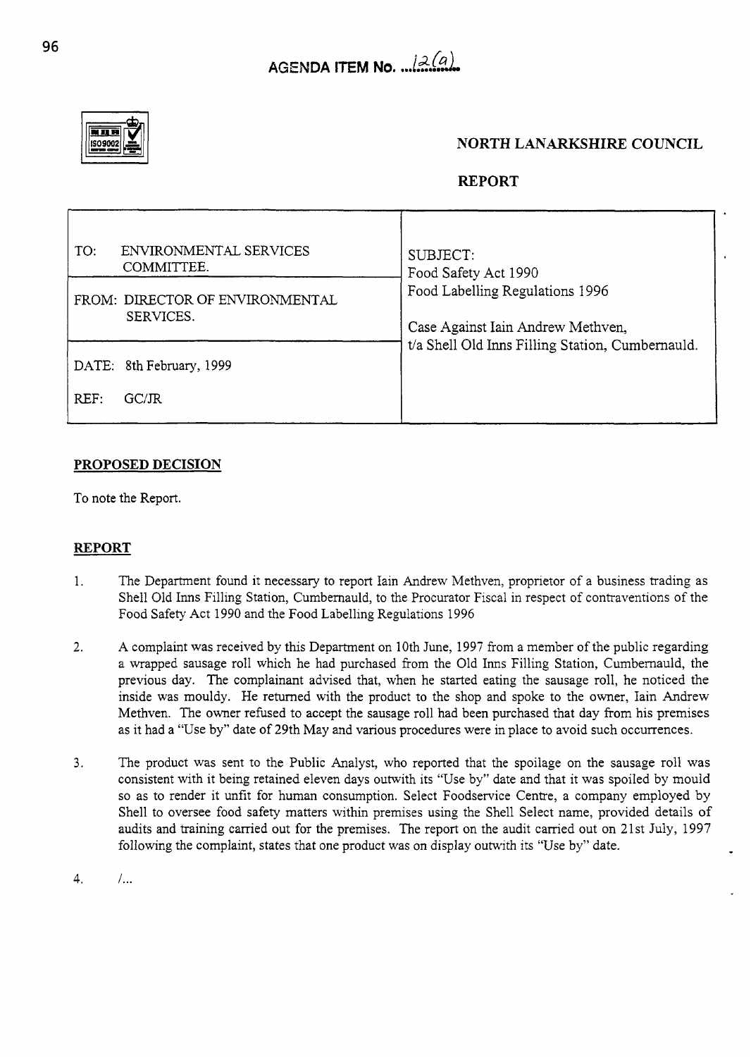**AGENDA ITEM No. 12(a)**

## NORTH LANARKSHIRE COUNCIL

## REPORT

| | |
|---|---|
| TO: ENVIRONMENTAL SERVICES COMMITTEE. | SUBJECT: Food Safety Act 1990 Food Labelling Regulations 1996 |
| FROM: DIRECTOR OF ENVIRONMENTAL SERVICES. | Case Against Iain Andrew Methven, t/a Shell Old Inns Filling Station, Cumbernauld. |
| DATE: 8th February, 1999 | |
| REF: GC/JR | |

**PROPOSED DECISION**

To note the Report.

**REPORT**

1. The Department found it necessary to report Iain Andrew Methven, proprietor of a business trading as Shell Old Inns Filling Station, Cumbernauld, to the Procurator Fiscal in respect of contraventions of the Food Safety Act 1990 and the Food Labelling Regulations 1996

2. A complaint was received by this Department on 10th June, 1997 from a member of the public regarding a wrapped sausage roll which he had purchased from the Old Inns Filling Station, Cumbernauld, the previous day. The complainant advised that, when he started eating the sausage roll, he noticed the inside was mouldy. He returned with the product to the shop and spoke to the owner, Iain Andrew Methven. The owner refused to accept the sausage roll had been purchased that day from his premises as it had a "Use by" date of 29th May and various procedures were in place to avoid such occurrences.

3. The product was sent to the Public Analyst, who reported that the spoilage on the sausage roll was consistent with it being retained eleven days outwith its "Use by" date and that it was spoiled by mould so as to render it unfit for human consumption. Select Foodservice Centre, a company employed by Shell to oversee food safety matters within premises using the Shell Select name, provided details of audits and training carried out for the premises. The report on the audit carried out on 21st July, 1997 following the complaint, states that one product was on display outwith its "Use by" date.

4. /...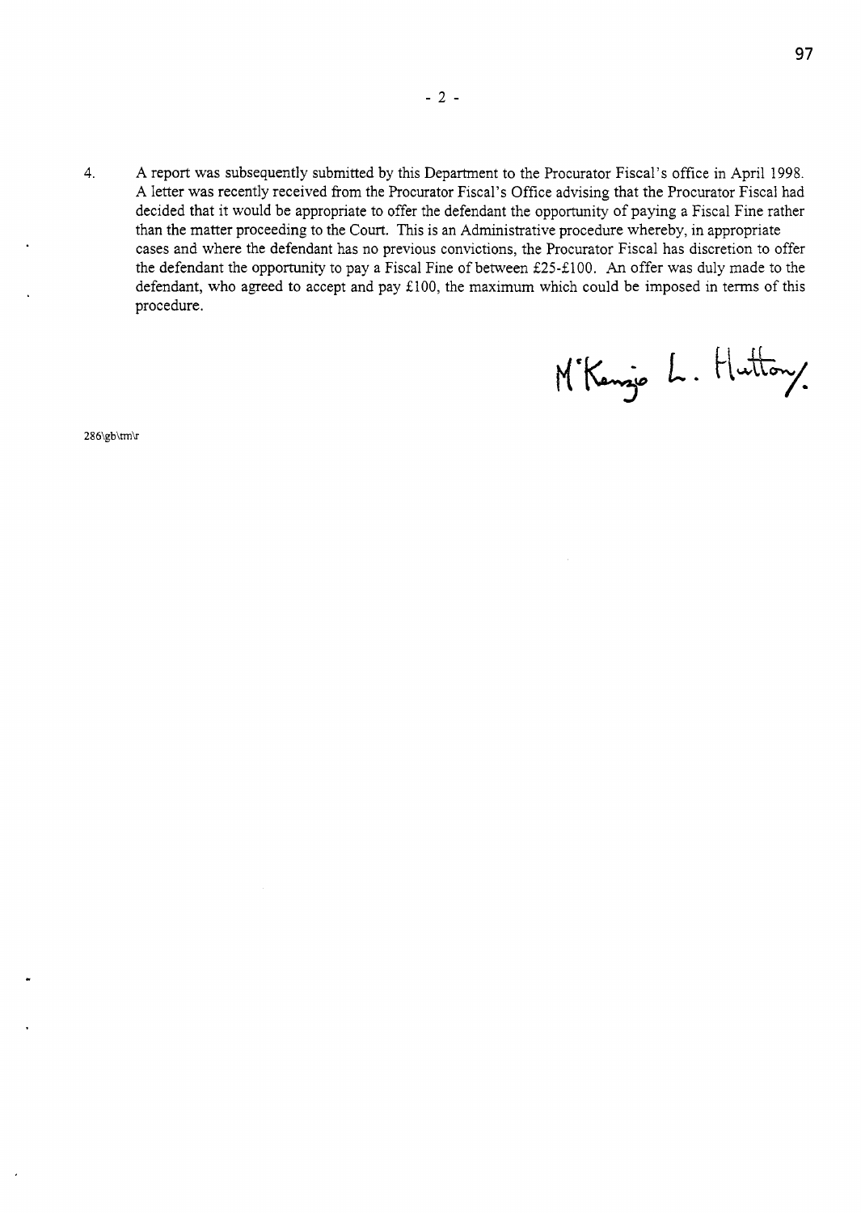4. A report was subsequently submitted by this Department to the Procurator Fiscal's office in April 1998. A letter was recently received from the Procurator Fiscal's Office advising that the Procurator Fiscal had decided that it would be appropriate to offer the defendant the opportunity of paying a Fiscal Fine rather than the matter proceeding to the Court. This is an Administrative procedure whereby, in appropriate cases and where the defendant has no previous convictions, the Procurator Fiscal has discretion to offer the defendant the opportunity to pay a Fiscal Fine of between £25-£100. An offer was duly made to the defendant, who agreed to accept and pay £100, the maximum which could be imposed in terms of this procedure.

McKenzie L. Hutton.

286\gb\tm\r